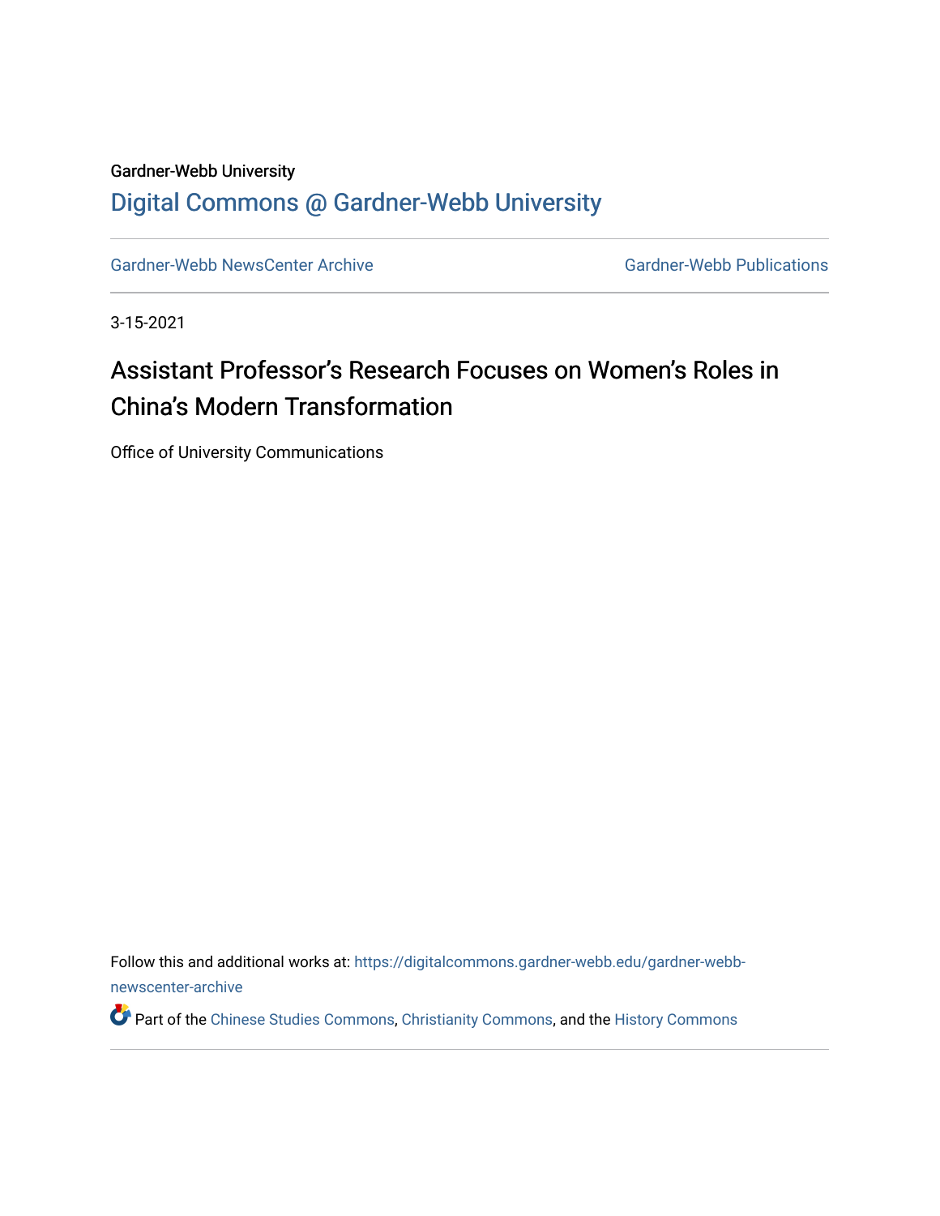Gardner-Webb University

## Digital Commons @ Gardner-Webb University

Gardner-Webb NewsCenter Archive — Gardner-Webb Publications

3-15-2021

# Assistant Professor's Research Focuses on Women's Roles in China's Modern Transformation

Office of University Communications

Follow this and additional works at: https://digitalcommons.gardner-webb.edu/gardner-webb-newscenter-archive

Part of the Chinese Studies Commons, Christianity Commons, and the History Commons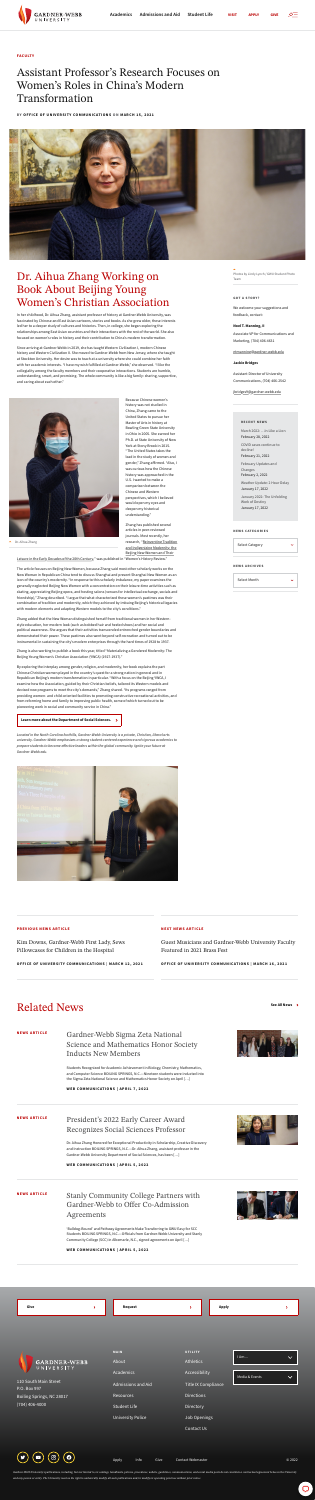FACULTY

# Assistant Professor's Research Focuses on Women's Roles in China's Modern Transformation

BY OFFICE OF UNIVERSITY COMMUNICATIONS ON MARCH 15, 2021

# Dr. Aihua Zhang Working on Book About Beijing Young Women's Christian Association

In her childhood, Dr. Aihua Zhang, assistant professor of history at Gardner-Webb University, was fascinated by Chinese and Russian literature, stories and books. As she grew older, those interests led her to a deeper study of cultures and histories. Then, in college, she began exploring the relationships among East Asian countries and their interactions with the rest of the world. She also focused on women's roles in history and their contribution to China's modern transformation.

Since arriving at Gardner-Webb in 2019, she has taught Modern Civilization I, modern Chinese history and Western Civilization II. She moved to Gardner-Webb from New Jersey, where she taught at Stockton University. Her decision was to teach at a university where she could combine her faith with her academic interests. "I have my work fulfilled at Gardner-Webb," she observed. "I like the collegiality among the faculty members and their cooperative interactions. Students are humble, understanding, smart, and promising. The whole community is like a big family sharing, supportive, and caring about each other."

Dr. Aihua Zhang

Because Chinese women's history was not studied in China, Zhang came to the United States to pursue her Master of Arts in history at Bowling Green State University in Ohio in 2005. She earned her Ph.D. at State University of New York at Stony Brook in 2015. "The United States takes the lead in the study of women and gender," Zhang affirmed. "Also, I was curious how the Chinese history was approached in the U.S. I wanted to make a comparison between the Chinese and Western perspectives, which I believed would help me to grow and deepen my historical understanding."

Zhang has published several articles in peer-reviewed journals. Most recently, her research, "Reinventing Tradition and Indigenizing Modernity: the Beijing Young Women and Their Careers in the Early Decades of the 20th Century," was published in "Women's History Review."

The article focuses on Beijing New Women, because Zhang said most other scholarly works on the New Women in Republican China tend to discuss Shanghai and present Shanghai New Women as an icon of the country's modernity. "In response to this scholarly imbalance, my paper examines the generally neglected Beijing New Women with a concentrated on on their leisure-time activities such as skating, approaching Beijing opera, and hosting salons (venues for intellectual exchange, socials and friendship)," Zhang described. "I argue that what characterized these women's pastimes was their combination of tradition and modernity, which they achieved by infusing Beijing's historical legacies with modern elements and adapting Western models to the city's conditions."

Zhang added that the New Women distinguished herself from traditional women to her Western style education, her modern look (such as bobbed hair and fashion dress) and her social and political awareness. She argues that their activities demonstrated intensified gender boundaries and demonstrated their power. These pastimes also went beyond self-recreation and turned out to be instrumental in sustaining the city's transition enterprises through the hard times of 1928 to 1937.

Zhang is also working to publish a book this year, titled "Materializing a Gendered Modernity: The Beijing Young Women's Christian Association (YWCA) 1917–1937."

By exploring the interplay among gender, religion, and modernity, her book exploits the part Chinese Christian women played in the country's quest for a strong nation (*qiangguo*) and in Republican Beijing's modern transformation in particular. "While focus on the Beijing YWCA, I want to trace the boundaries guided by their Christian beliefs, tailored its Western models and devised new programs to meet the city's demands," Zhang shared. "Its programs ranged from providing women- and child-oriented facilities to promoting constructive recreational activities, and from reforming home and family to improving public health, some of which turned out to be pioneering work in social and community service in China."

**Learn more about the Department of Social Sciences.**

Located in the North Carolina foothills, Gardner-Webb University is a private, Christian, liberal arts university. Gardner-Webb emphasizes a strong student-centered experience and rigorous academics to prepare students to become effective leaders within the global community. Ignite your future at Gardner-Webb.edu.

Photos by Jordan Lynch / GWU Student Photo Team

### GOT A STORY?

We welcome your suggestions and feedback, contact:

**Noel T. Manning, II**
Associate VP for Communications and Marketing, (704) 406-4631
ntmanning@gardner-webb.edu

**Jackie Bridges**
Assistant Director of University Communications, (704) 406-3942
jbridges@gardner-webb.edu

### RECENT NEWS

- March 2021 — In the article
- February 18, 2022
- COVID cases continue to decline
- February 11, 2022
- February Updates and Changes
- February 3, 2022
- Weather Update: 2-Hour Delay
- January 27, 2022
- January 2022: The Unfolding Book of Destiny
- January 27, 2022

### NEWS CATEGORIES

Select Category

### NEWS ARCHIVES

Select Month

PREVIOUS NEWS ARTICLE

Kim Downs, Gardner-Webb First Lady, Sews Pillowcases for Children in the Hospital

OFFICE OF UNIVERSITY COMMUNICATIONS | MARCH 12, 2021

NEXT NEWS ARTICLE

Guest Musicians and Gardner-Webb University Faculty Featured in 2021 Brass Fest

OFFICE OF UNIVERSITY COMMUNICATIONS | MARCH 16, 2021

## Related News

See All News

NEWS ARTICLE

### Gardner-Webb Sigma Zeta National Science and Mathematics Honor Society Inducts New Members

Students Recognized for Academic Achievement in Biology, Chemistry, Mathematics, and Computer Science BOILING SPRINGS, N.C.—Nineteen students were inducted into the Sigma Zeta National Science and Mathematics Honor Society on April [...]

WEB COMMUNICATIONS | APRIL 7, 2022

NEWS ARTICLE

### President's 2022 Early Career Award Recognizes Social Sciences Professor

Dr. Aihua Zhang Honored for Exceptional Productivity in Scholarship, Creative Discovery and Instruction BOILING SPRINGS, N.C.—Dr. Aihua Zhang, assistant professor in the Gardner-Webb University Department of Social Sciences, has been [...]

WEB COMMUNICATIONS | APRIL 5, 2022

NEWS ARTICLE

### Stanly Community College Partners with Gardner-Webb to Offer Co-Admission Agreements

'Bulldog Bound' and Pathway Agreements Make Transferring to GWU Easy for SCC Students BOILING SPRINGS, N.C.—Officials from Gardner-Webb University and Stanly Community College (SCC) in Albemarle, N.C., signed agreements on April [...]

WEB COMMUNICATIONS | APRIL 5, 2022

Give | Request | Apply

GARDNER-WEBB UNIVERSITY

110 South Main Street
P.O. Box 997
Boiling Springs, NC 28017
(704) 406-4000

MAIN
- About
- Academics
- Admissions and Aid
- Resources
- Student Life
- University Police

UTILITY
- Athletics
- Accessibility
- Title IX Compliance
- Directions
- Directory
- Job Openings
- Contact Us

I Am...

Media & Events

Apply | Info | Give | Contact Webmaster | © 2022